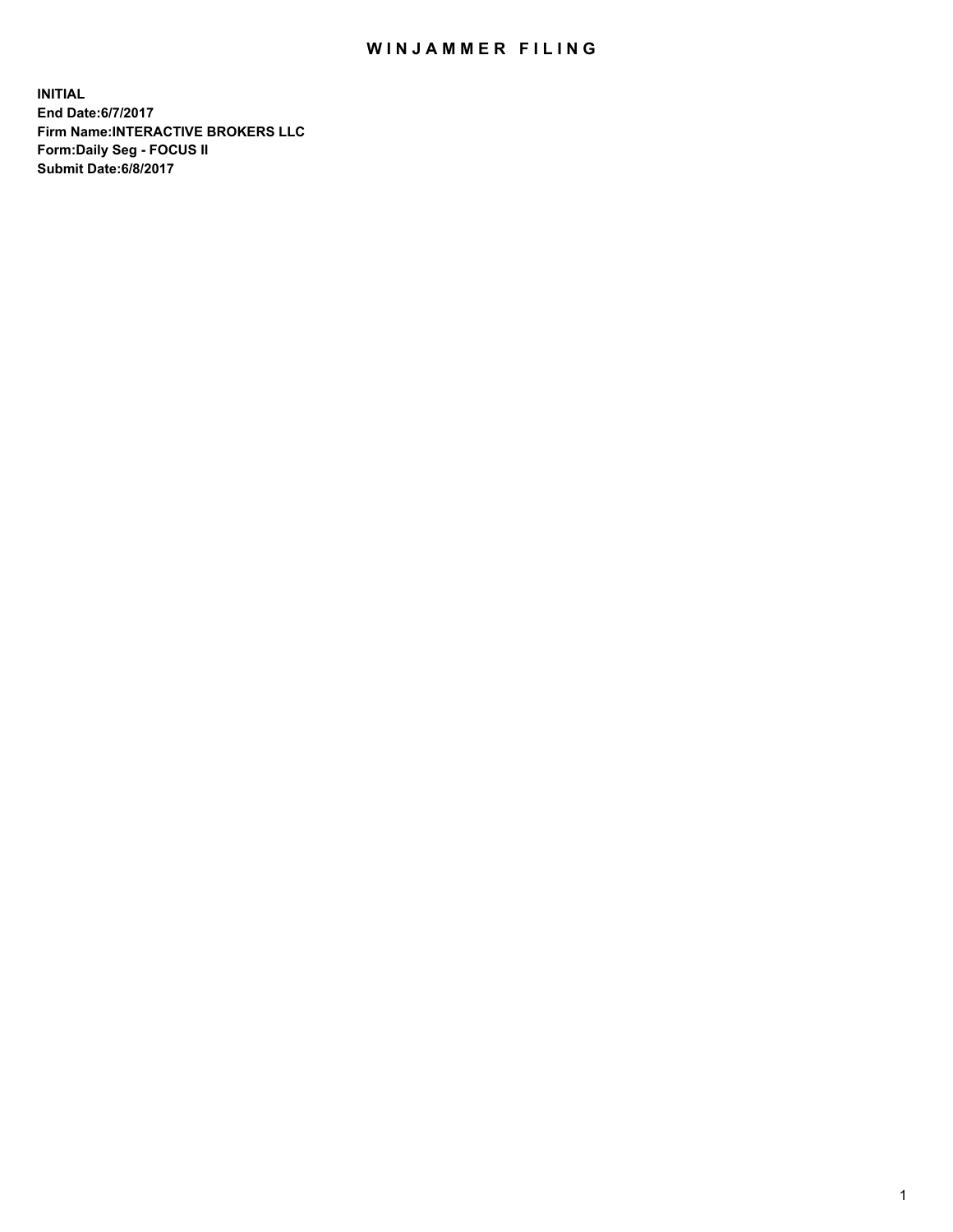# WINJAMMER FILING

**INITIAL**
**End Date:6/7/2017**
**Firm Name:INTERACTIVE BROKERS LLC**
**Form:Daily Seg - FOCUS II**
**Submit Date:6/8/2017**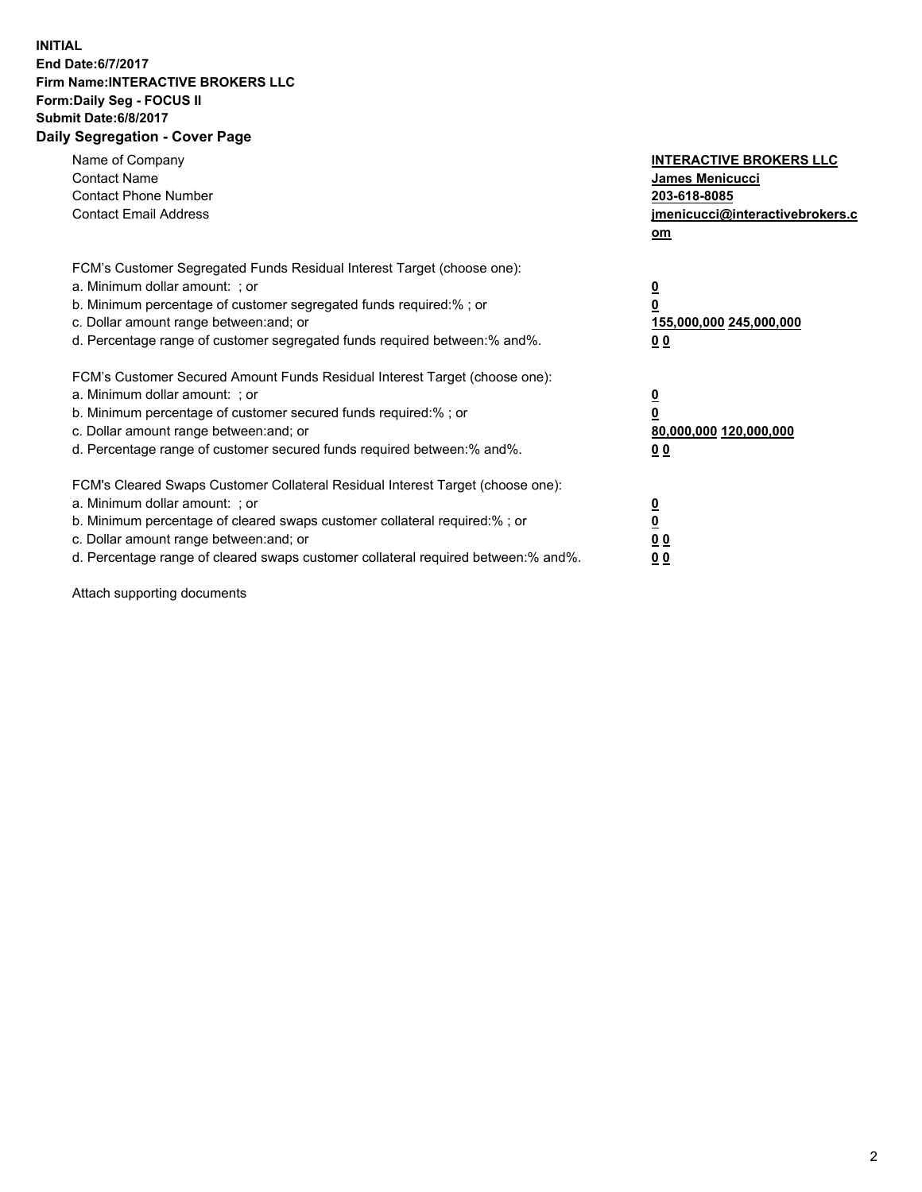**INITIAL**
**End Date:6/7/2017**
**Firm Name:INTERACTIVE BROKERS LLC**
**Form:Daily Seg - FOCUS II**
**Submit Date:6/8/2017**

## Daily Segregation - Cover Page

| | |
|---|---|
| Name of Company | **INTERACTIVE BROKERS LLC** |
| Contact Name | **James Menicucci** |
| Contact Phone Number | **203-618-8085** |
| Contact Email Address | **jmenicucci@interactivebrokers.com** |

| | |
|---|---|
| FCM's Customer Segregated Funds Residual Interest Target (choose one): | |
| a. Minimum dollar amount: ; or | **0** |
| b. Minimum percentage of customer segregated funds required:% ; or | **0** |
| c. Dollar amount range between:and; or | **155,000,000 245,000,000** |
| d. Percentage range of customer segregated funds required between:% and%. | **0 0** |
| FCM's Customer Secured Amount Funds Residual Interest Target (choose one): | |
| a. Minimum dollar amount: ; or | **0** |
| b. Minimum percentage of customer secured funds required:% ; or | **0** |
| c. Dollar amount range between:and; or | **80,000,000 120,000,000** |
| d. Percentage range of customer secured funds required between:% and%. | **0 0** |
| FCM's Cleared Swaps Customer Collateral Residual Interest Target (choose one): | |
| a. Minimum dollar amount: ; or | **0** |
| b. Minimum percentage of cleared swaps customer collateral required:% ; or | **0** |
| c. Dollar amount range between:and; or | **0 0** |
| d. Percentage range of cleared swaps customer collateral required between:% and%. | **0 0** |

Attach supporting documents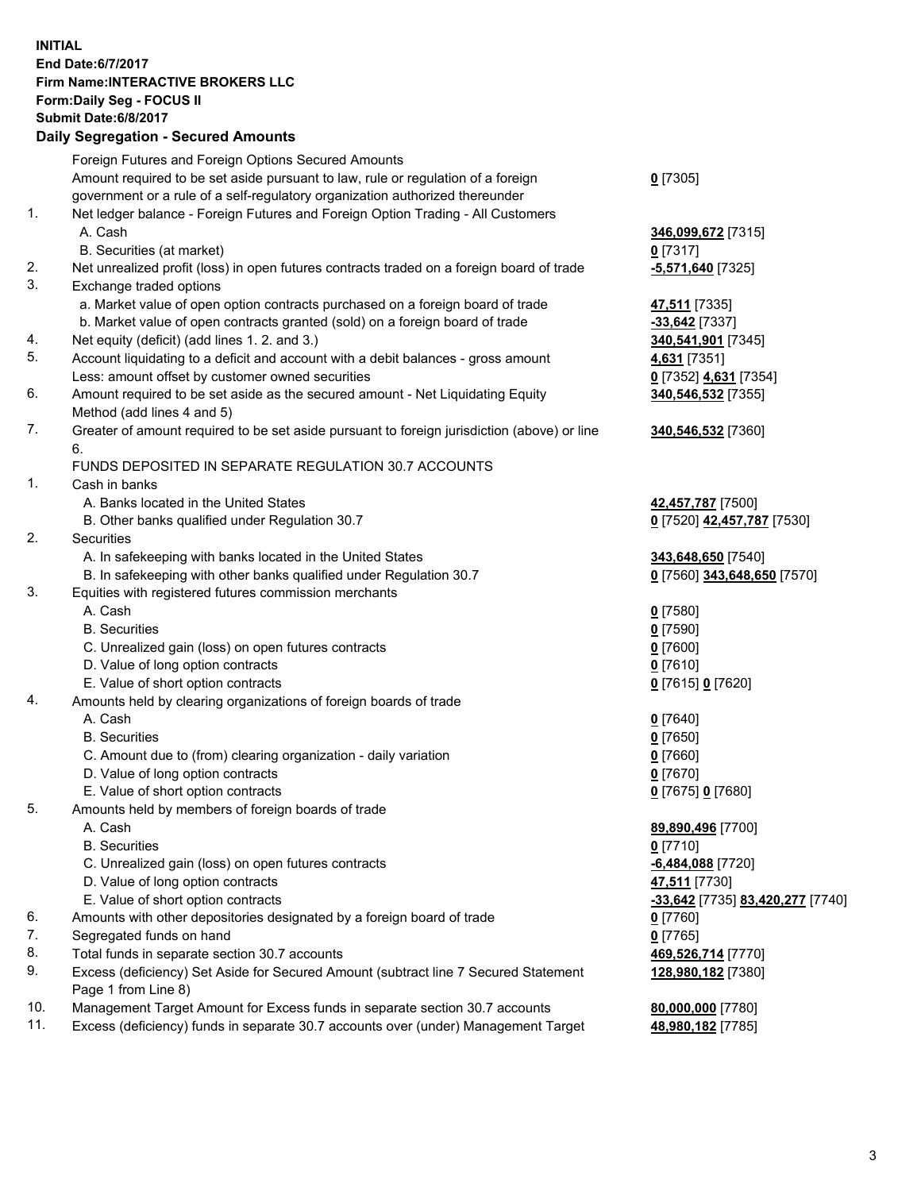**INITIAL**
**End Date:6/7/2017**
**Firm Name:INTERACTIVE BROKERS LLC**
**Form:Daily Seg - FOCUS II**
**Submit Date:6/8/2017**

**Daily Segregation - Secured Amounts**

| | | |
|---|---|---|
| | Foreign Futures and Foreign Options Secured Amounts | |
| | Amount required to be set aside pursuant to law, rule or regulation of a foreign government or a rule of a self-regulatory organization authorized thereunder | **0** [7305] |
| 1. | Net ledger balance - Foreign Futures and Foreign Option Trading - All Customers | |
| | A. Cash | **346,099,672** [7315] |
| | B. Securities (at market) | **0** [7317] |
| 2. | Net unrealized profit (loss) in open futures contracts traded on a foreign board of trade | **-5,571,640** [7325] |
| 3. | Exchange traded options | |
| | a. Market value of open option contracts purchased on a foreign board of trade | **47,511** [7335] |
| | b. Market value of open contracts granted (sold) on a foreign board of trade | **-33,642** [7337] |
| 4. | Net equity (deficit) (add lines 1. 2. and 3.) | **340,541,901** [7345] |
| 5. | Account liquidating to a deficit and account with a debit balances - gross amount | **4,631** [7351] |
| | Less: amount offset by customer owned securities | **0** [7352] **4,631** [7354] |
| 6. | Amount required to be set aside as the secured amount - Net Liquidating Equity Method (add lines 4 and 5) | **340,546,532** [7355] |
| 7. | Greater of amount required to be set aside pursuant to foreign jurisdiction (above) or line 6. | **340,546,532** [7360] |
| | FUNDS DEPOSITED IN SEPARATE REGULATION 30.7 ACCOUNTS | |
| 1. | Cash in banks | |
| | A. Banks located in the United States | **42,457,787** [7500] |
| | B. Other banks qualified under Regulation 30.7 | **0** [7520] **42,457,787** [7530] |
| 2. | Securities | |
| | A. In safekeeping with banks located in the United States | **343,648,650** [7540] |
| | B. In safekeeping with other banks qualified under Regulation 30.7 | **0** [7560] **343,648,650** [7570] |
| 3. | Equities with registered futures commission merchants | |
| | A. Cash | **0** [7580] |
| | B. Securities | **0** [7590] |
| | C. Unrealized gain (loss) on open futures contracts | **0** [7600] |
| | D. Value of long option contracts | **0** [7610] |
| | E. Value of short option contracts | **0** [7615] **0** [7620] |
| 4. | Amounts held by clearing organizations of foreign boards of trade | |
| | A. Cash | **0** [7640] |
| | B. Securities | **0** [7650] |
| | C. Amount due to (from) clearing organization - daily variation | **0** [7660] |
| | D. Value of long option contracts | **0** [7670] |
| | E. Value of short option contracts | **0** [7675] **0** [7680] |
| 5. | Amounts held by members of foreign boards of trade | |
| | A. Cash | **89,890,496** [7700] |
| | B. Securities | **0** [7710] |
| | C. Unrealized gain (loss) on open futures contracts | **-6,484,088** [7720] |
| | D. Value of long option contracts | **47,511** [7730] |
| | E. Value of short option contracts | **-33,642** [7735] **83,420,277** [7740] |
| 6. | Amounts with other depositories designated by a foreign board of trade | **0** [7760] |
| 7. | Segregated funds on hand | **0** [7765] |
| 8. | Total funds in separate section 30.7 accounts | **469,526,714** [7770] |
| 9. | Excess (deficiency) Set Aside for Secured Amount (subtract line 7 Secured Statement Page 1 from Line 8) | **128,980,182** [7380] |
| 10. | Management Target Amount for Excess funds in separate section 30.7 accounts | **80,000,000** [7780] |
| 11. | Excess (deficiency) funds in separate 30.7 accounts over (under) Management Target | **48,980,182** [7785] |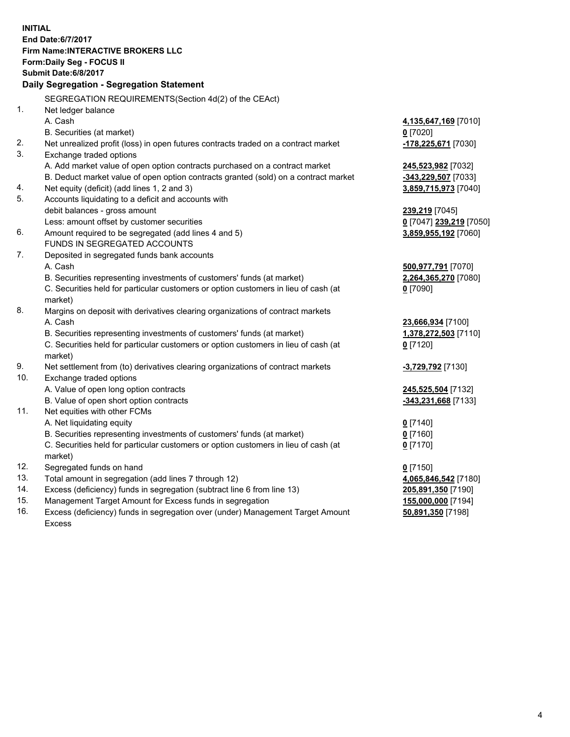**INITIAL**
**End Date:6/7/2017**
**Firm Name:INTERACTIVE BROKERS LLC**
**Form:Daily Seg - FOCUS II**
**Submit Date:6/8/2017**

## Daily Segregation - Segregation Statement

SEGREGATION REQUIREMENTS(Section 4d(2) of the CEAct)

| | | |
|---|---|---|
| 1. | Net ledger balance | |
| | A. Cash | **4,135,647,169** [7010] |
| | B. Securities (at market) | **0** [7020] |
| 2. | Net unrealized profit (loss) in open futures contracts traded on a contract market | **-178,225,671** [7030] |
| 3. | Exchange traded options | |
| | A. Add market value of open option contracts purchased on a contract market | **245,523,982** [7032] |
| | B. Deduct market value of open option contracts granted (sold) on a contract market | **-343,229,507** [7033] |
| 4. | Net equity (deficit) (add lines 1, 2 and 3) | **3,859,715,973** [7040] |
| 5. | Accounts liquidating to a deficit and accounts with debit balances - gross amount | **239,219** [7045] |
| | Less: amount offset by customer securities | **0** [7047] **239,219** [7050] |
| 6. | Amount required to be segregated (add lines 4 and 5) | **3,859,955,192** [7060] |
| | FUNDS IN SEGREGATED ACCOUNTS | |
| 7. | Deposited in segregated funds bank accounts | |
| | A. Cash | **500,977,791** [7070] |
| | B. Securities representing investments of customers' funds (at market) | **2,264,365,270** [7080] |
| | C. Securities held for particular customers or option customers in lieu of cash (at market) | **0** [7090] |
| 8. | Margins on deposit with derivatives clearing organizations of contract markets | |
| | A. Cash | **23,666,934** [7100] |
| | B. Securities representing investments of customers' funds (at market) | **1,378,272,503** [7110] |
| | C. Securities held for particular customers or option customers in lieu of cash (at market) | **0** [7120] |
| 9. | Net settlement from (to) derivatives clearing organizations of contract markets | **-3,729,792** [7130] |
| 10. | Exchange traded options | |
| | A. Value of open long option contracts | **245,525,504** [7132] |
| | B. Value of open short option contracts | **-343,231,668** [7133] |
| 11. | Net equities with other FCMs | |
| | A. Net liquidating equity | **0** [7140] |
| | B. Securities representing investments of customers' funds (at market) | **0** [7160] |
| | C. Securities held for particular customers or option customers in lieu of cash (at market) | **0** [7170] |
| 12. | Segregated funds on hand | **0** [7150] |
| 13. | Total amount in segregation (add lines 7 through 12) | **4,065,846,542** [7180] |
| 14. | Excess (deficiency) funds in segregation (subtract line 6 from line 13) | **205,891,350** [7190] |
| 15. | Management Target Amount for Excess funds in segregation | **155,000,000** [7194] |
| 16. | Excess (deficiency) funds in segregation over (under) Management Target Amount Excess | **50,891,350** [7198] |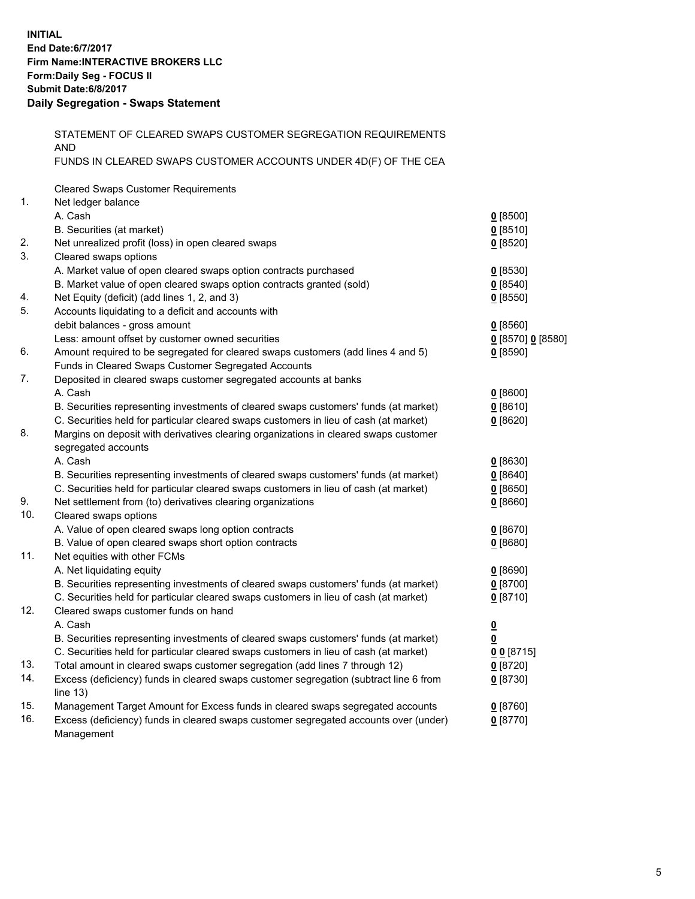**INITIAL**
**End Date:6/7/2017**
**Firm Name:INTERACTIVE BROKERS LLC**
**Form:Daily Seg - FOCUS II**
**Submit Date:6/8/2017**
**Daily Segregation - Swaps Statement**

STATEMENT OF CLEARED SWAPS CUSTOMER SEGREGATION REQUIREMENTS AND FUNDS IN CLEARED SWAPS CUSTOMER ACCOUNTS UNDER 4D(F) OF THE CEA

| | | |
|---|---|---|
| | Cleared Swaps Customer Requirements | |
| 1. | Net ledger balance | |
| | A. Cash | 0 [8500] |
| | B. Securities (at market) | 0 [8510] |
| 2. | Net unrealized profit (loss) in open cleared swaps | 0 [8520] |
| 3. | Cleared swaps options | |
| | A. Market value of open cleared swaps option contracts purchased | 0 [8530] |
| | B. Market value of open cleared swaps option contracts granted (sold) | 0 [8540] |
| 4. | Net Equity (deficit) (add lines 1, 2, and 3) | 0 [8550] |
| 5. | Accounts liquidating to a deficit and accounts with debit balances - gross amount | 0 [8560] |
| | Less: amount offset by customer owned securities | 0 [8570] 0 [8580] |
| 6. | Amount required to be segregated for cleared swaps customers (add lines 4 and 5) | 0 [8590] |
| | Funds in Cleared Swaps Customer Segregated Accounts | |
| 7. | Deposited in cleared swaps customer segregated accounts at banks | |
| | A. Cash | 0 [8600] |
| | B. Securities representing investments of cleared swaps customers' funds (at market) | 0 [8610] |
| | C. Securities held for particular cleared swaps customers in lieu of cash (at market) | 0 [8620] |
| 8. | Margins on deposit with derivatives clearing organizations in cleared swaps customer segregated accounts | |
| | A. Cash | 0 [8630] |
| | B. Securities representing investments of cleared swaps customers' funds (at market) | 0 [8640] |
| | C. Securities held for particular cleared swaps customers in lieu of cash (at market) | 0 [8650] |
| 9. | Net settlement from (to) derivatives clearing organizations | 0 [8660] |
| 10. | Cleared swaps options | |
| | A. Value of open cleared swaps long option contracts | 0 [8670] |
| | B. Value of open cleared swaps short option contracts | 0 [8680] |
| 11. | Net equities with other FCMs | |
| | A. Net liquidating equity | 0 [8690] |
| | B. Securities representing investments of cleared swaps customers' funds (at market) | 0 [8700] |
| | C. Securities held for particular cleared swaps customers in lieu of cash (at market) | 0 [8710] |
| 12. | Cleared swaps customer funds on hand | |
| | A. Cash | 0 |
| | B. Securities representing investments of cleared swaps customers' funds (at market) | 0 |
| | C. Securities held for particular cleared swaps customers in lieu of cash (at market) | 0 0 [8715] |
| 13. | Total amount in cleared swaps customer segregation (add lines 7 through 12) | 0 [8720] |
| 14. | Excess (deficiency) funds in cleared swaps customer segregation (subtract line 6 from line 13) | 0 [8730] |
| 15. | Management Target Amount for Excess funds in cleared swaps segregated accounts | 0 [8760] |
| 16. | Excess (deficiency) funds in cleared swaps customer segregated accounts over (under) Management | 0 [8770] |